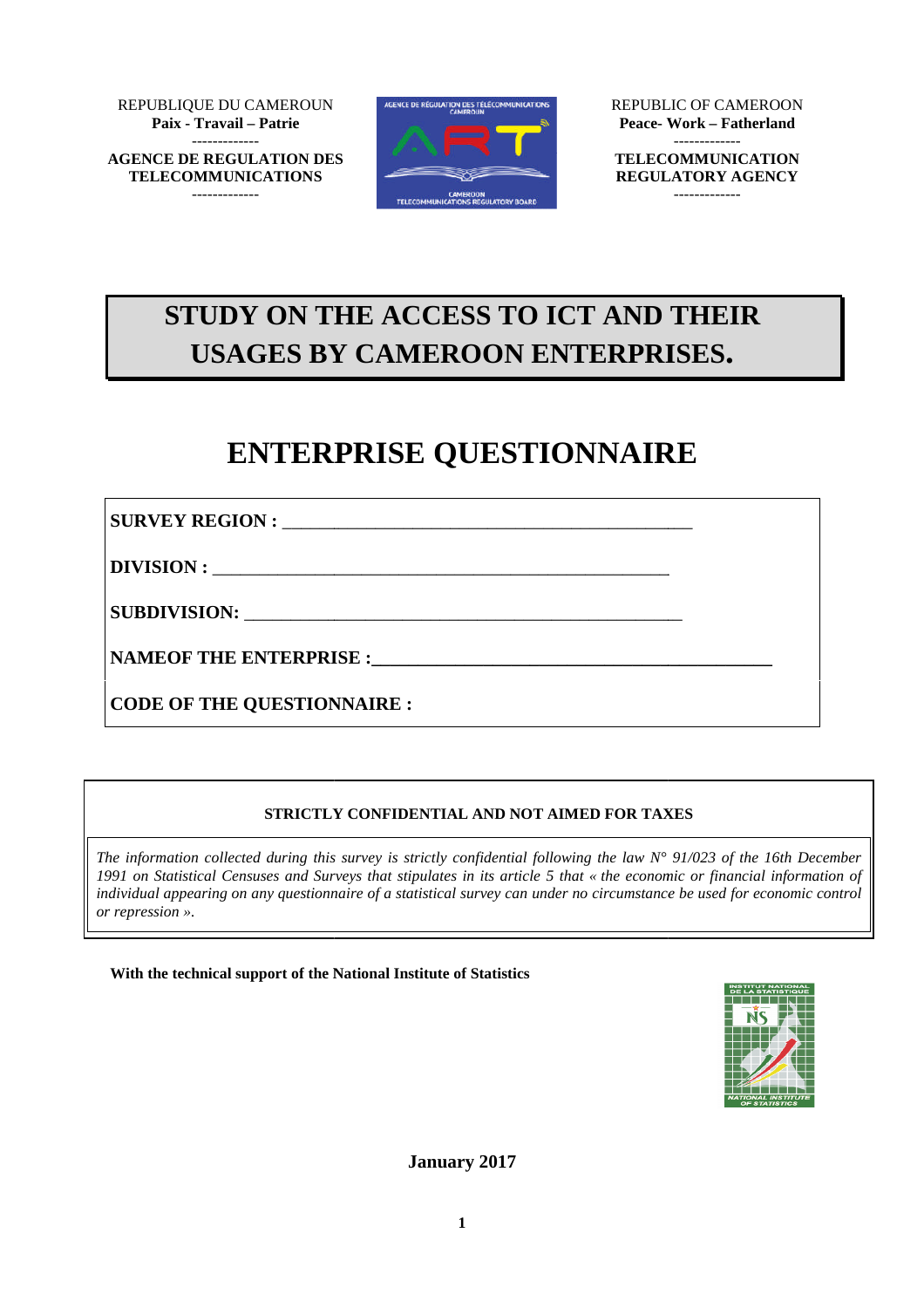REPUBLIQUE DU CAMEROUN
**Paix - Travail – Patrie**
-------------
**AGENCE DE REGULATION DES TELECOMMUNICATIONS**
-------------

REPUBLIC OF CAMEROON
**Peace- Work – Fatherland**
-------------
**TELECOMMUNICATION REGULATORY AGENCY**
-------------

# STUDY ON THE ACCESS TO ICT AND THEIR USAGES BY CAMEROON ENTERPRISES.

# ENTERPRISE QUESTIONNAIRE

**SURVEY REGION :** ______________________________________________

**DIVISION :** ____________________________________________________

**SUBDIVISION:** _________________________________________________

**NAMEOF THE ENTERPRISE :**_____________________________________________

**CODE OF THE QUESTIONNAIRE :**

**STRICTLY CONFIDENTIAL AND NOT AIMED FOR TAXES**

*The information collected during this survey is strictly confidential following the law N° 91/023 of the 16th December 1991 on Statistical Censuses and Surveys that stipulates in its article 5 that « the economic or financial information of individual appearing on any questionnaire of a statistical survey can under no circumstance be used for economic control or repression ».*

**With the technical support of the National Institute of Statistics**

**January 2017**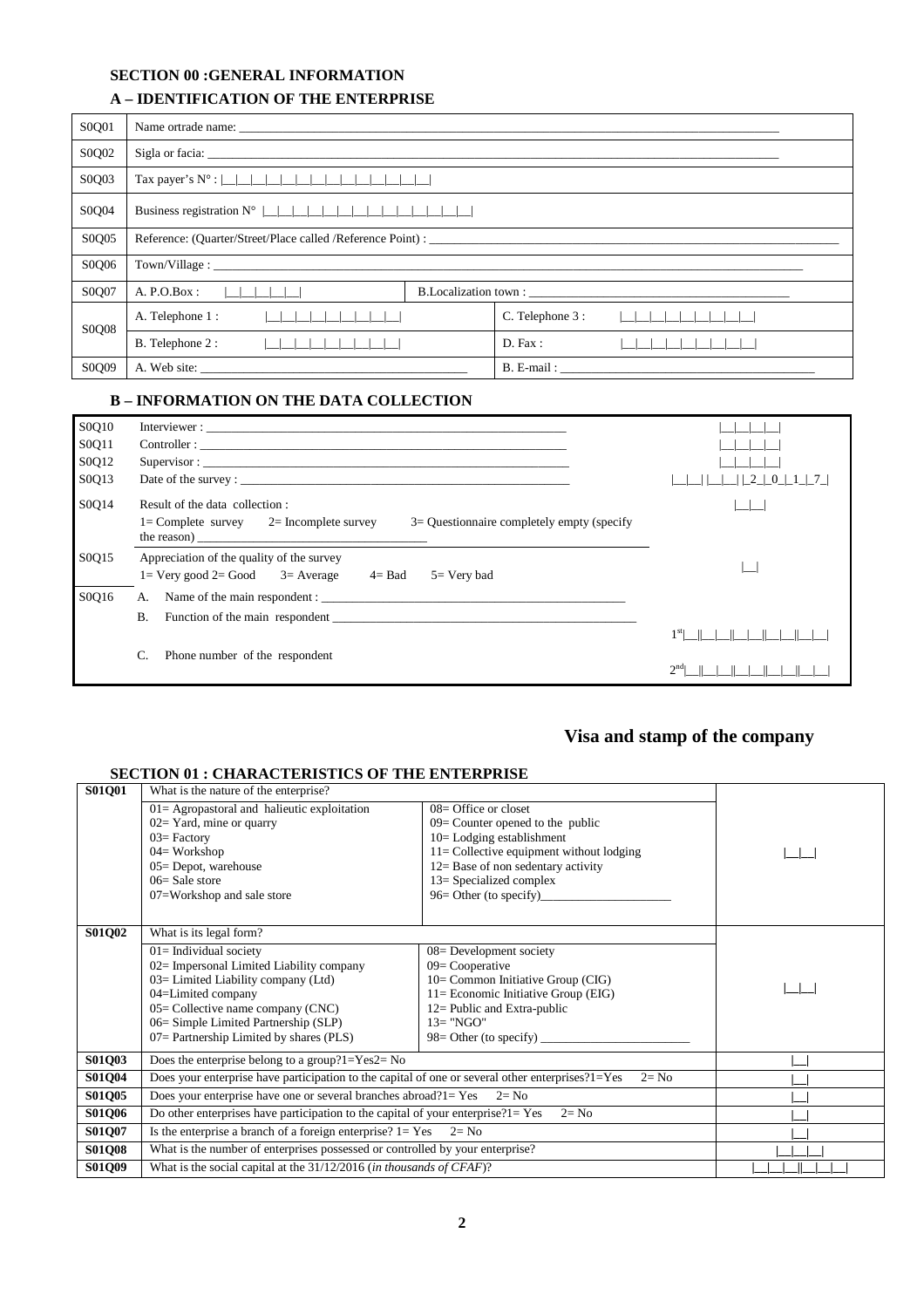## SECTION 00 :GENERAL INFORMATION

### A – IDENTIFICATION OF THE ENTERPRISE

| | | |
|---|---|---|
| S0Q01 | Name ortrade name: ______________________________ | |
| S0Q02 | Sigla or facia: ______________________________ | |
| S0Q03 | Tax payer's N° : \|__\|__\|__\|__\|__\|__\|__\|__\|__\|__\|__\|__\|__\|__\| | |
| S0Q04 | Business registration N° \|__\|__\|__\|__\|__\|__\|__\|__\|__\|__\|__\|__\|__\|__\| | |
| S0Q05 | Reference: (Quarter/Street/Place called /Reference Point) : ______________________________ | |
| S0Q06 | Town/Village : ______________________________ | |
| S0Q07 | A. P.O.Box : \|__\|__\|__\|__\|__\| | B.Localization town : ______________________________ |
| S0Q08 | A. Telephone 1 : \|__\|__\|__\|__\|__\|__\|__\|__\|__\| | C. Telephone 3 : \|__\|__\|__\|__\|__\|__\|__\|__\|__\| |
| | B. Telephone 2 : \|__\|__\|__\|__\|__\|__\|__\|__\|__\| | D. Fax : \|__\|__\|__\|__\|__\|__\|__\|__\|__\| |
| S0Q09 | A. Web site: ______________________________ | B. E-mail : ______________________________ |

### B – INFORMATION ON THE DATA COLLECTION

| | | |
|---|---|---|
| S0Q10 | Interviewer : ______________________________ | \|__\|__\|__\|__\| |
| S0Q11 | Controller : ______________________________ | \|__\|__\|__\|__\| |
| S0Q12 | Supervisor : ______________________________ | \|__\|__\|__\|__\| |
| S0Q13 | Date of the survey : ______________________________ | \|__\|__\| \|__\|__\| \|_2_\|_0_\|_1_\|_7_\| |
| S0Q14 | Result of the data collection :<br>1= Complete survey 2= Incomplete survey 3= Questionnaire completely empty (specify the reason) ______________________________ | \|__\|__\| |
| S0Q15 | Appreciation of the quality of the survey<br>1= Very good 2= Good 3= Average 4= Bad 5= Very bad | \|__\| |
| S0Q16 | A. Name of the main respondent : ______________________________<br>B. Function of the main respondent ______________________________<br>C. Phone number of the respondent | 1st\|__\|\|__\|__\|\|__\|__\|\|__\|__\|\|__\|__\|<br>2nd\|__\|\|__\|__\|\|__\|__\|\|__\|__\|\|__\|__\| |

**Visa and stamp of the company**

## SECTION 01 : CHARACTERISTICS OF THE ENTERPRISE

| | | | |
|---|---|---|---|
| **S01Q01** | What is the nature of the enterprise?<br>01= Agropastoral and halieutic exploitation<br>02= Yard, mine or quarry<br>03= Factory<br>04= Workshop<br>05= Depot, warehouse<br>06= Sale store<br>07=Workshop and sale store | 08= Office or closet<br>09= Counter opened to the public<br>10= Lodging establishment<br>11= Collective equipment without lodging<br>12= Base of non sedentary activity<br>13= Specialized complex<br>96= Other (to specify)____________ | \|__\|__\| |
| **S01Q02** | What is its legal form?<br>01= Individual society<br>02= Impersonal Limited Liability company<br>03= Limited Liability company (Ltd)<br>04=Limited company<br>05= Collective name company (CNC)<br>06= Simple Limited Partnership (SLP)<br>07= Partnership Limited by shares (PLS) | 08= Development society<br>09= Cooperative<br>10= Common Initiative Group (CIG)<br>11= Economic Initiative Group (EIG)<br>12= Public and Extra-public<br>13= "NGO"<br>98= Other (to specify) ____________ | \|__\|__\| |
| **S01Q03** | Does the enterprise belong to a group?1=Yes2= No | | \|__\| |
| **S01Q04** | Does your enterprise have participation to the capital of one or several other enterprises?1=Yes 2= No | | \|__\| |
| **S01Q05** | Does your enterprise have one or several branches abroad?1= Yes 2= No | | \|__\| |
| **S01Q06** | Do other enterprises have participation to the capital of your enterprise?1= Yes 2= No | | \|__\| |
| **S01Q07** | Is the enterprise a branch of a foreign enterprise? 1= Yes 2= No | | \|__\| |
| **S01Q08** | What is the number of enterprises possessed or controlled by your enterprise? | | \|__\|__\|__\| |
| **S01Q09** | What is the social capital at the 31/12/2016 (*in thousands of CFAF*)? | | \|__\|__\|__\|\|__\|__\|__\| |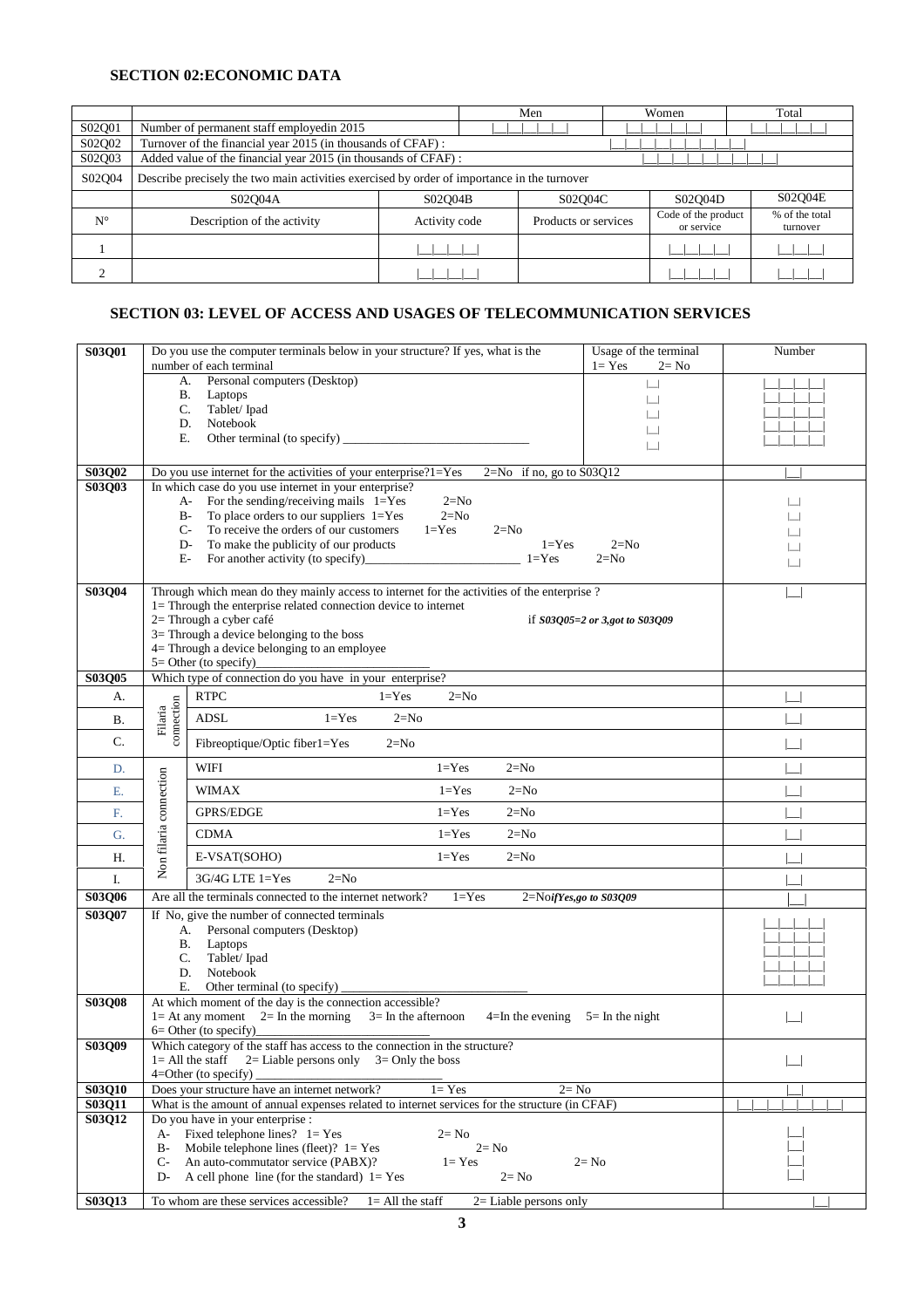## SECTION 02:ECONOMIC DATA

| | | | Men | Women | Total |
|---|---|---|---|---|---|
| S02Q01 | Number of permanent staff employedin 2015 | | \|\_\_\|\_\_\|\_\_\|\_\_\|\_\_\| | \|\_\_\|\_\_\|\_\_\|\_\_\|\_\_\| | \|\_\_\|\_\_\|\_\_\|\_\_\|\_\_\| |
| S02Q02 | Turnover of the financial year 2015 (in thousands of CFAF) : | | \|\_\_\|\_\_\|\_\_\|\_\_\|\_\_\|\_\_\|\_\_\|\_\_\|\_\_\| | | |
| S02Q03 | Added value of the financial year 2015 (in thousands of CFAF) : | | \|\_\_\|\_\_\|\_\_\|\_\_\|\_\_\|\_\_\|\_\_\|\_\_\|\_\_\| | | |
| S02Q04 | Describe precisely the two main activities exercised by order of importance in the turnover | | | | |
| | S02Q04A | S02Q04B | S02Q04C | S02Q04D | S02Q04E |
| N° | Description of the activity | Activity code | Products or services | Code of the product or service | % of the total turnover |
| 1 | | \|\_\_\|\_\_\|\_\_\|\_\_\| | | \|\_\_\|\_\_\|\_\_\|\_\_\| | \|\_\_\|\_\_\|\_\_\| |
| 2 | | \|\_\_\|\_\_\|\_\_\|\_\_\| | | \|\_\_\|\_\_\|\_\_\|\_\_\| | \|\_\_\|\_\_\|\_\_\| |

## SECTION 03: LEVEL OF ACCESS AND USAGES OF TELECOMMUNICATION SERVICES

| | | Usage of the terminal 1= Yes 2= No | Number |
|---|---|---|---|
| **S03Q01** | Do you use the computer terminals below in your structure? If yes, what is the number of each terminal<br>A. Personal computers (Desktop)<br>B. Laptops<br>C. Tablet/ Ipad<br>D. Notebook<br>E. Other terminal (to specify) \_\_\_\_\_\_\_\_\_\_\_\_\_\_\_\_ | \|\_\_\|<br>\|\_\_\|<br>\|\_\_\|<br>\|\_\_\|<br>\|\_\_\| | \|\_\_\|\_\_\|\_\_\|\_\_\|<br>\|\_\_\|\_\_\|\_\_\|\_\_\|<br>\|\_\_\|\_\_\|\_\_\|\_\_\|<br>\|\_\_\|\_\_\|\_\_\|\_\_\|<br>\|\_\_\|\_\_\|\_\_\|\_\_\| |
| **S03Q02** | Do you use internet for the activities of your enterprise?1=Yes 2=No if no, go to S03Q12 | | \|\_\_\| |
| **S03Q03** | In which case do you use internet in your enterprise?<br>A- For the sending/receiving mails 1=Yes 2=No<br>B- To place orders to our suppliers 1=Yes 2=No<br>C- To receive the orders of our customers 1=Yes 2=No<br>D- To make the publicity of our products 1=Yes 2=No<br>E- For another activity (to specify)\_\_\_\_\_\_\_\_\_\_\_\_ 1=Yes 2=No | | \|\_\_\|<br>\|\_\_\|<br>\|\_\_\|<br>\|\_\_\|<br>\|\_\_\| |
| **S03Q04** | Through which mean do they mainly access to internet for the activities of the enterprise ?<br>1= Through the enterprise related connection device to internet<br>2= Through a cyber café<br>3= Through a device belonging to the boss<br>4= Through a device belonging to an employee<br>5= Other (to specify)\_\_\_\_\_\_\_\_\_\_\_\_ | *if S03Q05=2 or 3,got to S03Q09* | \|\_\_\| |
| **S03Q05** | Which type of connection do you have in your enterprise? | | |
| A. | Filaria connection — RTPC 1=Yes 2=No | | \|\_\_\| |
| B. | Filaria connection — ADSL 1=Yes 2=No | | \|\_\_\| |
| C. | Filaria connection — Fibreoptique/Optic fiber1=Yes 2=No | | \|\_\_\| |
| D. | Non filaria connection — WIFI 1=Yes 2=No | | \|\_\_\| |
| E. | Non filaria connection — WIMAX 1=Yes 2=No | | \|\_\_\| |
| F. | Non filaria connection — GPRS/EDGE 1=Yes 2=No | | \|\_\_\| |
| G. | Non filaria connection — CDMA 1=Yes 2=No | | \|\_\_\| |
| H. | Non filaria connection — E-VSAT(SOHO) 1=Yes 2=No | | \|\_\_\| |
| I. | Non filaria connection — 3G/4G LTE 1=Yes 2=No | | \|\_\_\| |
| **S03Q06** | Are all the terminals connected to the internet network? 1=Yes 2=No*ifYes,go to S03Q09* | | \|\_\_\| |
| **S03Q07** | If No, give the number of connected terminals<br>A. Personal computers (Desktop)<br>B. Laptops<br>C. Tablet/ Ipad<br>D. Notebook<br>E. Other terminal (to specify) \_\_\_\_\_\_\_\_\_\_\_\_\_\_\_\_ | | \|\_\_\|\_\_\|\_\_\|\_\_\|<br>\|\_\_\|\_\_\|\_\_\|\_\_\|<br>\|\_\_\|\_\_\|\_\_\|\_\_\|<br>\|\_\_\|\_\_\|\_\_\|\_\_\|<br>\|\_\_\|\_\_\|\_\_\|\_\_\| |
| **S03Q08** | At which moment of the day is the connection accessible?<br>1= At any moment 2= In the morning 3= In the afternoon 4=In the evening 5= In the night<br>6= Other (to specify)\_\_\_\_\_\_\_\_\_\_\_\_ | | \|\_\_\| |
| **S03Q09** | Which category of the staff has access to the connection in the structure?<br>1= All the staff 2= Liable persons only 3= Only the boss<br>4=Other (to specify) \_\_\_\_\_\_\_\_\_\_\_\_ | | \|\_\_\| |
| **S03Q10** | Does your structure have an internet network? 1= Yes 2= No | | \|\_\_\| |
| **S03Q11** | What is the amount of annual expenses related to internet services for the structure (in CFAF) | | \|\_\_\|\_\_\|\_\_\|\_\_\|\_\_\|\_\_\|\_\_\|\_\_\|\_\_\| |
| **S03Q12** | Do you have in your enterprise :<br>A- Fixed telephone lines? 1= Yes 2= No<br>B- Mobile telephone lines (fleet)? 1= Yes 2= No<br>C- An auto-commutator service (PABX)? 1= Yes 2= No<br>D- A cell phone line (for the standard) 1= Yes 2= No | | \|\_\_\|<br>\|\_\_\|<br>\|\_\_\|<br>\|\_\_\| |
| **S03Q13** | To whom are these services accessible? 1= All the staff 2= Liable persons only | | \|\_\_\| |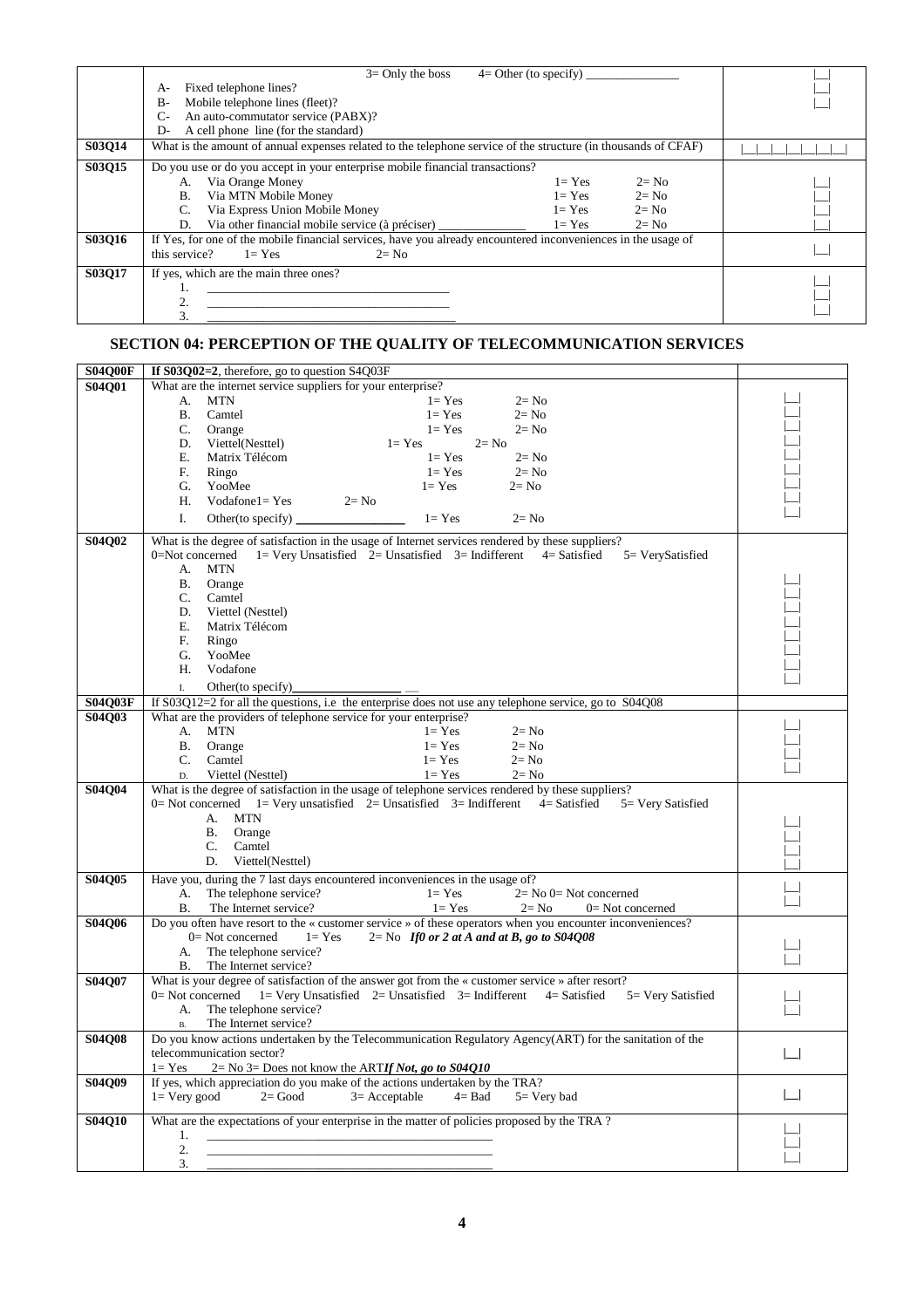| | | |
|---|---|---|
| | 3= Only the boss 4= Other (to specify) _______________<br>A- Fixed telephone lines?<br>B- Mobile telephone lines (fleet)?<br>C- An auto-commutator service (PABX)?<br>D- A cell phone line (for the standard) | \|__\|<br>\|__\|<br>\|__\| |
| **S03Q14** | What is the amount of annual expenses related to the telephone service of the structure (in thousands of CFAF) | \|__\|__\|__\|__\|__\|__\|__\| |
| **S03Q15** | Do you use or do you accept in your enterprise mobile financial transactions?<br>A. Via Orange Money 1= Yes 2= No<br>B. Via MTN Mobile Money 1= Yes 2= No<br>C. Via Express Union Mobile Money 1= Yes 2= No<br>D. Via other financial mobile service (à préciser) _____________ 1= Yes 2= No | \|__\|<br>\|__\|<br>\|__\|<br>\|__\| |
| **S03Q16** | If Yes, for one of the mobile financial services, have you already encountered inconveniences in the usage of this service? 1= Yes 2= No | \|__\| |
| **S03Q17** | If yes, which are the main three ones?<br>1. ________________________________<br>2. ________________________________<br>3. ________________________________ | \|__\|<br>\|__\|<br>\|__\| |

## SECTION 04: PERCEPTION OF THE QUALITY OF TELECOMMUNICATION SERVICES

| | | |
|---|---|---|
| **S04Q00F** | **If S03Q02=2**, therefore, go to question S04Q03F | |
| **S04Q01** | What are the internet service suppliers for your enterprise?<br>A. MTN 1= Yes 2= No<br>B. Camtel 1= Yes 2= No<br>C. Orange 1= Yes 2= No<br>D. Viettel(Nesttel) 1= Yes 2= No<br>E. Matrix Télécom 1= Yes 2= No<br>F. Ringo 1= Yes 2= No<br>G. YooMee 1= Yes 2= No<br>H. Vodafone1= Yes 2= No<br>I. Other(to specify) _________________ 1= Yes 2= No | \|__\|<br>\|__\|<br>\|__\|<br>\|__\|<br>\|__\|<br>\|__\|<br>\|__\|<br>\|__\|<br>\|__\| |
| **S04Q02** | What is the degree of satisfaction in the usage of Internet services rendered by these suppliers?<br>0=Not concerned 1= Very Unsatisfied 2= Unsatisfied 3= Indifferent 4= Satisfied 5= VerySatisfied<br>A. MTN<br>B. Orange<br>C. Camtel<br>D. Viettel (Nesttel)<br>E. Matrix Télécom<br>F. Ringo<br>G. YooMee<br>H. Vodafone<br>I. Other(to specify)_________________ __ | \|__\|<br>\|__\|<br>\|__\|<br>\|__\|<br>\|__\|<br>\|__\|<br>\|__\|<br>\|__\| |
| **S04Q03F** | If S03Q12=2 for all the questions, i.e the enterprise does not use any telephone service, go to S04Q08 | |
| **S04Q03** | What are the providers of telephone service for your enterprise?<br>A. MTN 1= Yes 2= No<br>B. Orange 1= Yes 2= No<br>C. Camtel 1= Yes 2= No<br>D. Viettel (Nesttel) 1= Yes 2= No | \|__\|<br>\|__\|<br>\|__\|<br>\|__\| |
| **S04Q04** | What is the degree of satisfaction in the usage of telephone services rendered by these suppliers?<br>0= Not concerned 1= Very unsatisfied 2= Unsatisfied 3= Indifferent 4= Satisfied 5= Very Satisfied<br>A. MTN<br>B. Orange<br>C. Camtel<br>D. Viettel(Nesttel) | \|__\|<br>\|__\|<br>\|__\|<br>\|__\| |
| **S04Q05** | Have you, during the 7 last days encountered inconveniences in the usage of?<br>A. The telephone service? 1= Yes 2= No 0= Not concerned<br>B. The Internet service? 1= Yes 2= No 0= Not concerned | \|__\|<br>\|__\| |
| **S04Q06** | Do you often have resort to the « customer service » of these operators when you encounter inconveniences?<br>0= Not concerned 1= Yes 2= No ***If0 or 2 at A and at B, go to S04Q08***<br>A. The telephone service?<br>B. The Internet service? | \|__\|<br>\|__\| |
| **S04Q07** | What is your degree of satisfaction of the answer got from the « customer service » after resort?<br>0= Not concerned 1= Very Unsatisfied 2= Unsatisfied 3= Indifferent 4= Satisfied 5= Very Satisfied<br>A. The telephone service?<br>B. The Internet service? | \|__\|<br>\|__\| |
| **S04Q08** | Do you know actions undertaken by the Telecommunication Regulatory Agency(ART) for the sanitation of the telecommunication sector?<br>1= Yes 2= No 3= Does not know the ART***If Not, go to S04Q10*** | \|__\| |
| **S04Q09** | If yes, which appreciation do you make of the actions undertaken by the TRA?<br>1= Very good 2= Good 3= Acceptable 4= Bad 5= Very bad | \|__\| |
| **S04Q10** | What are the expectations of your enterprise in the matter of policies proposed by the TRA ?<br>1. ________________________________<br>2. ________________________________<br>3. ________________________________ | \|__\|<br>\|__\|<br>\|__\| |